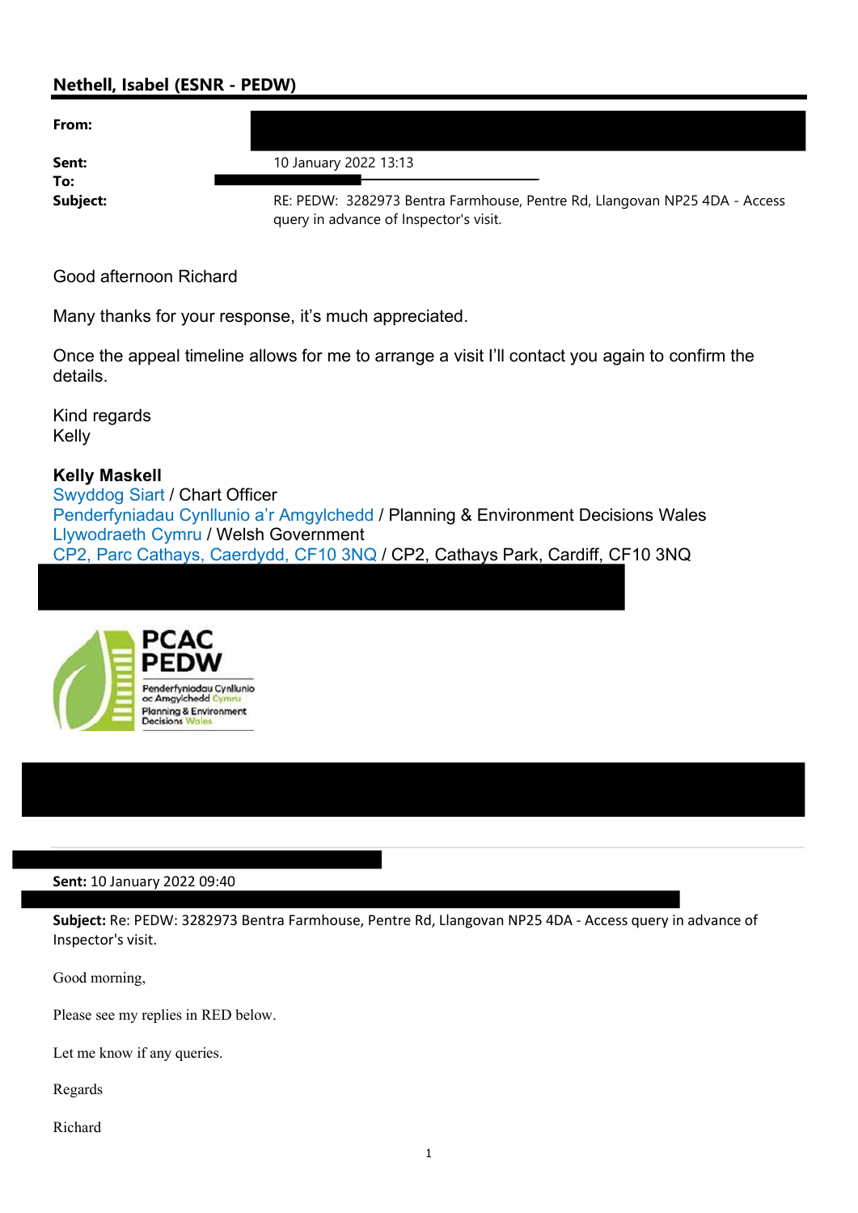## Nethell, Isabel (ESNR - PEDW)

| | |
|---|---|
| **From:** | |
| **Sent:** | 10 January 2022 13:13 |
| **To:** | |
| **Subject:** | RE: PEDW: 3282973 Bentra Farmhouse, Pentre Rd, Llangovan NP25 4DA - Access query in advance of Inspector's visit. |

Good afternoon Richard

Many thanks for your response, it's much appreciated.

Once the appeal timeline allows for me to arrange a visit I'll contact you again to confirm the details.

Kind regards
Kelly

**Kelly Maskell**
Swyddog Siart / Chart Officer
Penderfyniadau Cynllunio a'r Amgylchedd / Planning & Environment Decisions Wales
Llywodraeth Cymru / Welsh Government
CP2, Parc Cathays, Caerdydd, CF10 3NQ / CP2, Cathays Park, Cardiff, CF10 3NQ

PCAC PEDW
Penderfyniadau Cynllunio ac Amgylchedd Cymru
Planning & Environment Decisions Wales

---

**Sent:** 10 January 2022 09:40

**Subject:** Re: PEDW: 3282973 Bentra Farmhouse, Pentre Rd, Llangovan NP25 4DA - Access query in advance of Inspector's visit.

Good morning,

Please see my replies in RED below.

Let me know if any queries.

Regards

Richard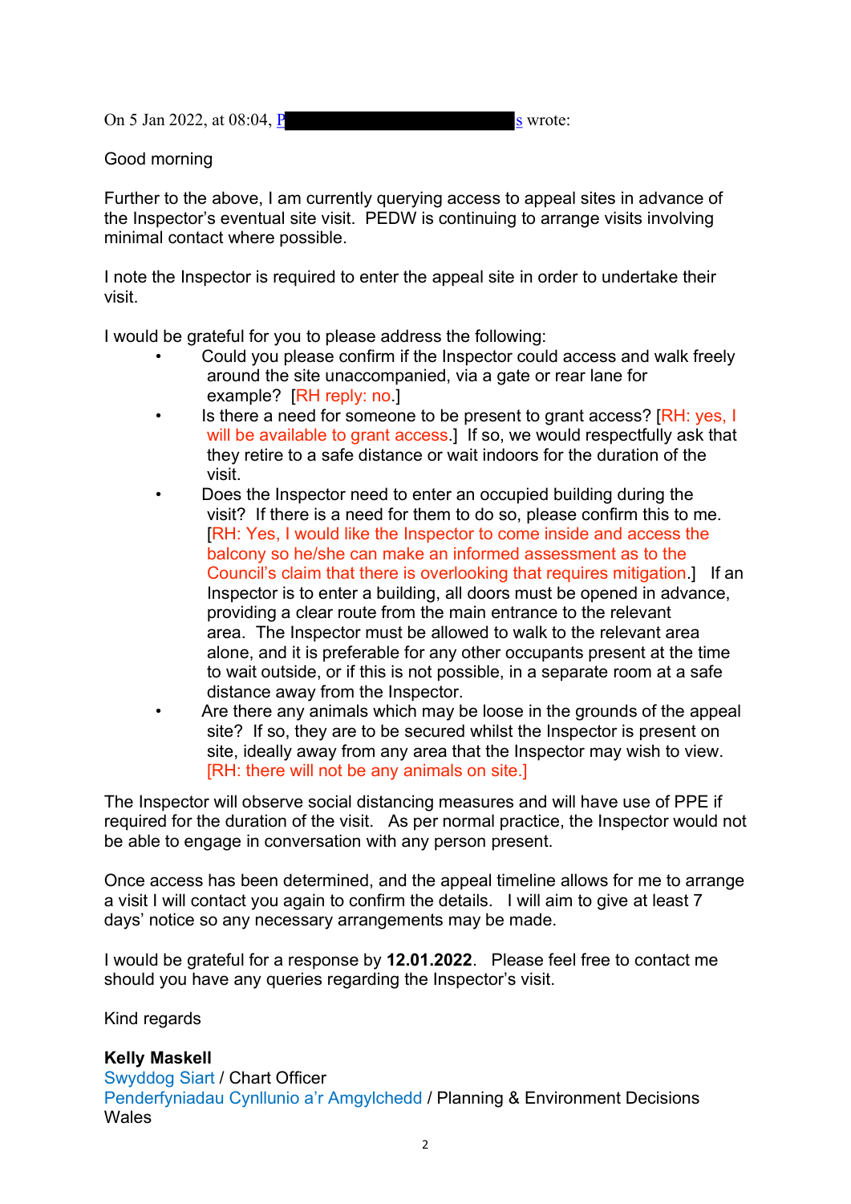On 5 Jan 2022, at 08:04, P█████████████████████s wrote:

Good morning

Further to the above, I am currently querying access to appeal sites in advance of the Inspector's eventual site visit. PEDW is continuing to arrange visits involving minimal contact where possible.

I note the Inspector is required to enter the appeal site in order to undertake their visit.

I would be grateful for you to please address the following:

- Could you please confirm if the Inspector could access and walk freely around the site unaccompanied, via a gate or rear lane for example? [RH reply: no.]
- Is there a need for someone to be present to grant access? [RH: yes, I will be available to grant access.] If so, we would respectfully ask that they retire to a safe distance or wait indoors for the duration of the visit.
- Does the Inspector need to enter an occupied building during the visit? If there is a need for them to do so, please confirm this to me. [RH: Yes, I would like the Inspector to come inside and access the balcony so he/she can make an informed assessment as to the Council's claim that there is overlooking that requires mitigation.] If an Inspector is to enter a building, all doors must be opened in advance, providing a clear route from the main entrance to the relevant area. The Inspector must be allowed to walk to the relevant area alone, and it is preferable for any other occupants present at the time to wait outside, or if this is not possible, in a separate room at a safe distance away from the Inspector.
- Are there any animals which may be loose in the grounds of the appeal site? If so, they are to be secured whilst the Inspector is present on site, ideally away from any area that the Inspector may wish to view. [RH: there will not be any animals on site.]

The Inspector will observe social distancing measures and will have use of PPE if required for the duration of the visit. As per normal practice, the Inspector would not be able to engage in conversation with any person present.

Once access has been determined, and the appeal timeline allows for me to arrange a visit I will contact you again to confirm the details. I will aim to give at least 7 days' notice so any necessary arrangements may be made.

I would be grateful for a response by **12.01.2022**. Please feel free to contact me should you have any queries regarding the Inspector's visit.

Kind regards

**Kelly Maskell**
Swyddog Siart / Chart Officer
Penderfyniadau Cynllunio a'r Amgylchedd / Planning & Environment Decisions Wales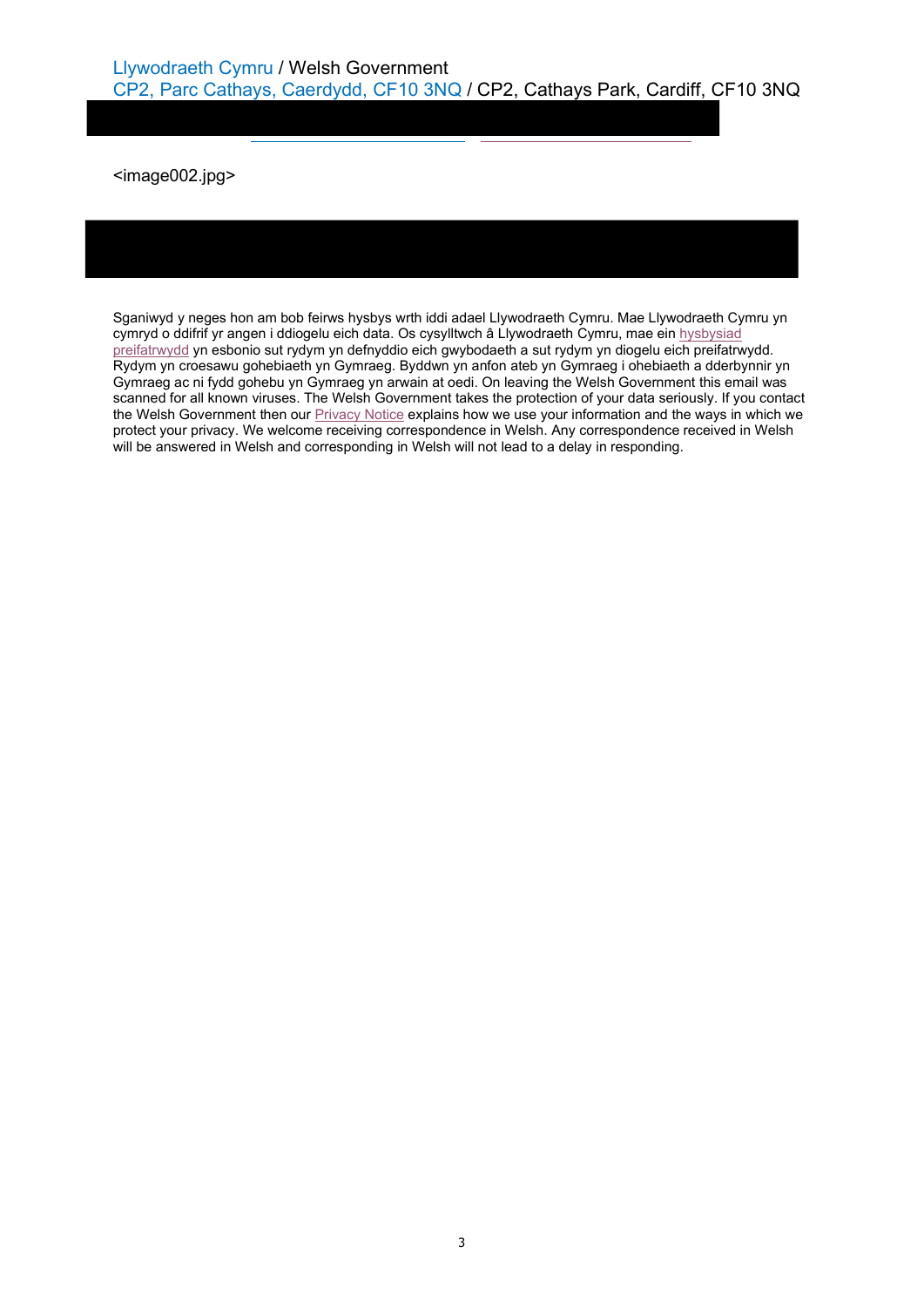Llywodraeth Cymru / Welsh Government
CP2, Parc Cathays, Caerdydd, CF10 3NQ / CP2, Cathays Park, Cardiff, CF10 3NQ

<image002.jpg>

Sganiwyd y neges hon am bob feirws hysbys wrth iddi adael Llywodraeth Cymru. Mae Llywodraeth Cymru yn cymryd o ddifrif yr angen i ddiogelu eich data. Os cysylltwch â Llywodraeth Cymru, mae ein hysbysiad preifatrwydd yn esbonio sut rydym yn defnyddio eich gwybodaeth a sut rydym yn diogelu eich preifatrwydd. Rydym yn croesawu gohebiaeth yn Gymraeg. Byddwn yn anfon ateb yn Gymraeg i ohebiaeth a dderbynnir yn Gymraeg ac ni fydd gohebu yn Gymraeg yn arwain at oedi. On leaving the Welsh Government this email was scanned for all known viruses. The Welsh Government takes the protection of your data seriously. If you contact the Welsh Government then our Privacy Notice explains how we use your information and the ways in which we protect your privacy. We welcome receiving correspondence in Welsh. Any correspondence received in Welsh will be answered in Welsh and corresponding in Welsh will not lead to a delay in responding.